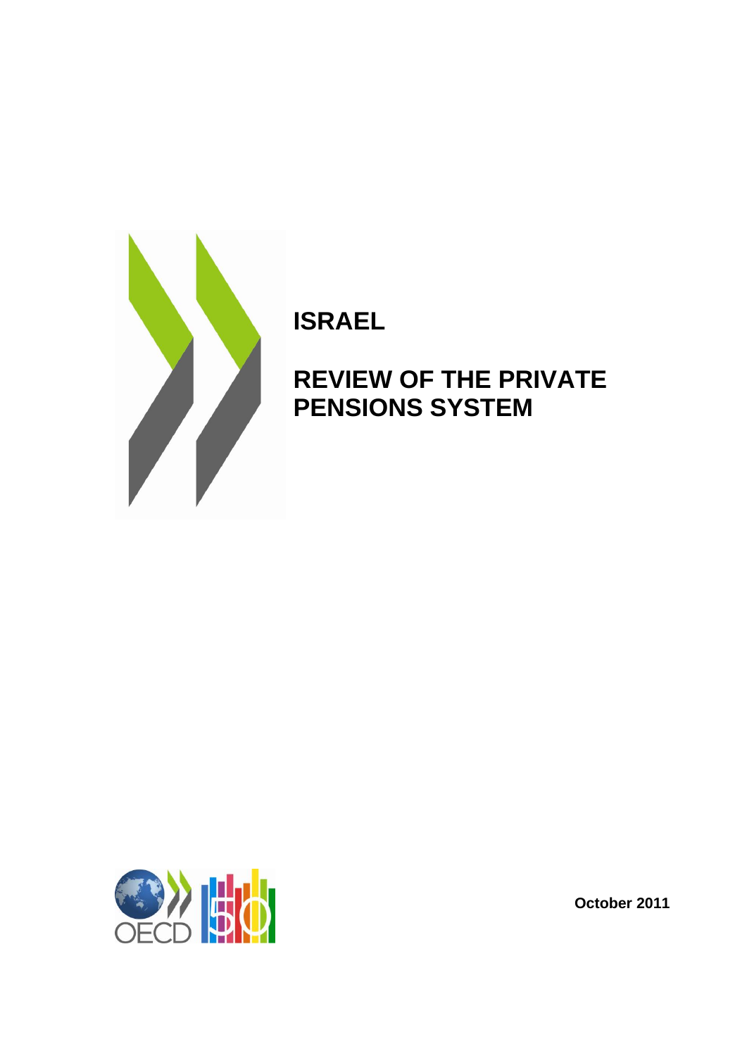# ISRAEL

# REVIEW OF THE PRIVATE PENSIONS SYSTEM

October 2011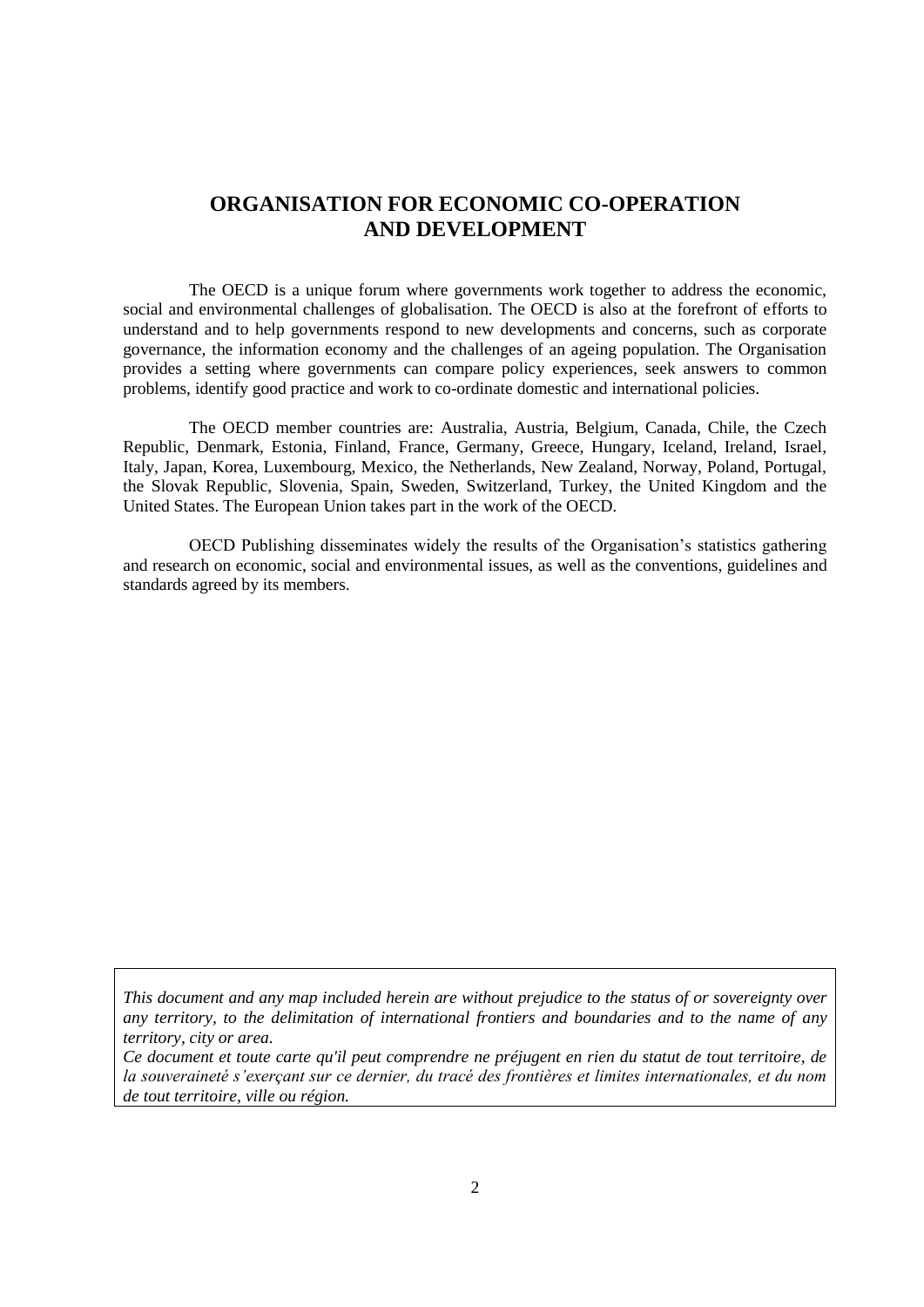# ORGANISATION FOR ECONOMIC CO-OPERATION AND DEVELOPMENT

The OECD is a unique forum where governments work together to address the economic, social and environmental challenges of globalisation. The OECD is also at the forefront of efforts to understand and to help governments respond to new developments and concerns, such as corporate governance, the information economy and the challenges of an ageing population. The Organisation provides a setting where governments can compare policy experiences, seek answers to common problems, identify good practice and work to co-ordinate domestic and international policies.

The OECD member countries are: Australia, Austria, Belgium, Canada, Chile, the Czech Republic, Denmark, Estonia, Finland, France, Germany, Greece, Hungary, Iceland, Ireland, Israel, Italy, Japan, Korea, Luxembourg, Mexico, the Netherlands, New Zealand, Norway, Poland, Portugal, the Slovak Republic, Slovenia, Spain, Sweden, Switzerland, Turkey, the United Kingdom and the United States. The European Union takes part in the work of the OECD.

OECD Publishing disseminates widely the results of the Organisation's statistics gathering and research on economic, social and environmental issues, as well as the conventions, guidelines and standards agreed by its members.

*This document and any map included herein are without prejudice to the status of or sovereignty over any territory, to the delimitation of international frontiers and boundaries and to the name of any territory, city or area.*

*Ce document et toute carte qu'il peut comprendre ne préjugent en rien du statut de tout territoire, de la souveraineté s'exerçant sur ce dernier, du tracé des frontières et limites internationales, et du nom de tout territoire, ville ou région.*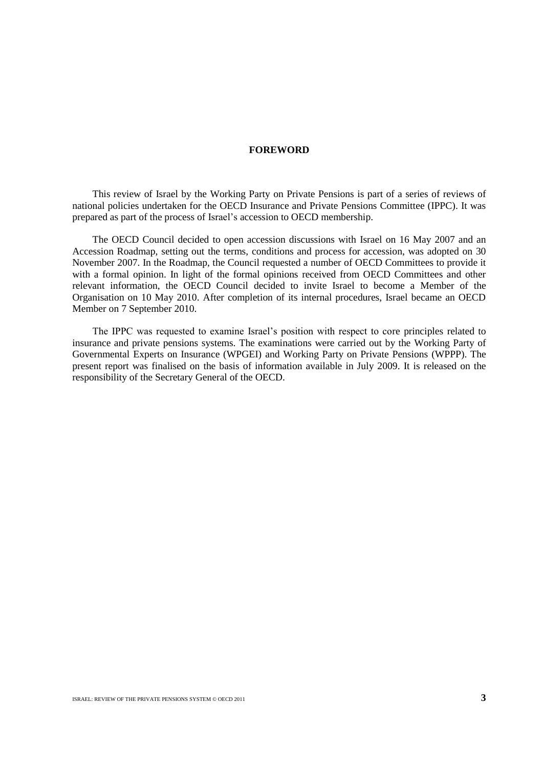# FOREWORD

This review of Israel by the Working Party on Private Pensions is part of a series of reviews of national policies undertaken for the OECD Insurance and Private Pensions Committee (IPPC). It was prepared as part of the process of Israel's accession to OECD membership.

The OECD Council decided to open accession discussions with Israel on 16 May 2007 and an Accession Roadmap, setting out the terms, conditions and process for accession, was adopted on 30 November 2007. In the Roadmap, the Council requested a number of OECD Committees to provide it with a formal opinion. In light of the formal opinions received from OECD Committees and other relevant information, the OECD Council decided to invite Israel to become a Member of the Organisation on 10 May 2010. After completion of its internal procedures, Israel became an OECD Member on 7 September 2010.

The IPPC was requested to examine Israel's position with respect to core principles related to insurance and private pensions systems. The examinations were carried out by the Working Party of Governmental Experts on Insurance (WPGEI) and Working Party on Private Pensions (WPPP). The present report was finalised on the basis of information available in July 2009. It is released on the responsibility of the Secretary General of the OECD.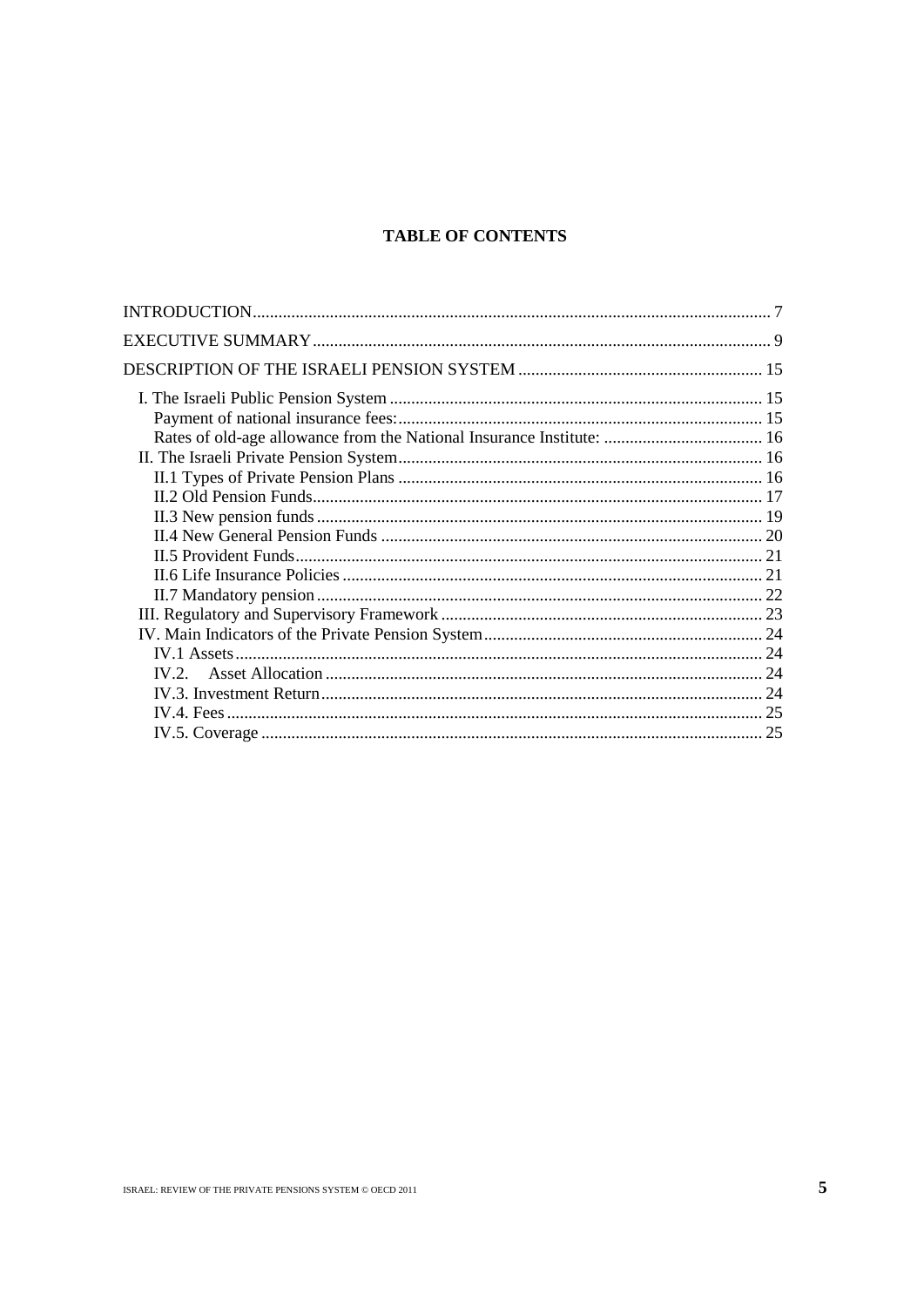# TABLE OF CONTENTS

INTRODUCTION ........ 7

EXECUTIVE SUMMARY ........ 9

DESCRIPTION OF THE ISRAELI PENSION SYSTEM ........ 15

- I. The Israeli Public Pension System ........ 15
  - Payment of national insurance fees: ........ 15
  - Rates of old-age allowance from the National Insurance Institute: ........ 16
- II. The Israeli Private Pension System ........ 16
  - II.1 Types of Private Pension Plans ........ 16
  - II.2 Old Pension Funds ........ 17
  - II.3 New pension funds ........ 19
  - II.4 New General Pension Funds ........ 20
  - II.5 Provident Funds ........ 21
  - II.6 Life Insurance Policies ........ 21
  - II.7 Mandatory pension ........ 22
- III. Regulatory and Supervisory Framework ........ 23
- IV. Main Indicators of the Private Pension System ........ 24
  - IV.1 Assets ........ 24
  - IV.2. Asset Allocation ........ 24
  - IV.3. Investment Return ........ 24
  - IV.4. Fees ........ 25
  - IV.5. Coverage ........ 25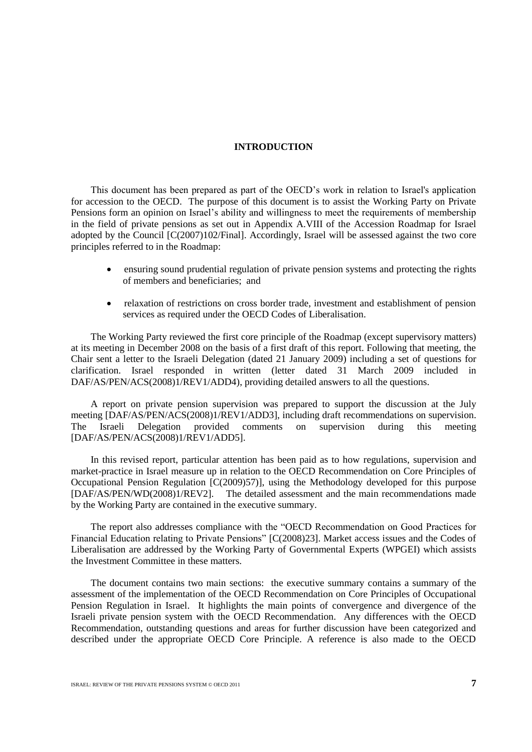# INTRODUCTION

This document has been prepared as part of the OECD's work in relation to Israel's application for accession to the OECD. The purpose of this document is to assist the Working Party on Private Pensions form an opinion on Israel's ability and willingness to meet the requirements of membership in the field of private pensions as set out in Appendix A.VIII of the Accession Roadmap for Israel adopted by the Council [C(2007)102/Final]. Accordingly, Israel will be assessed against the two core principles referred to in the Roadmap:

- ensuring sound prudential regulation of private pension systems and protecting the rights of members and beneficiaries; and
- relaxation of restrictions on cross border trade, investment and establishment of pension services as required under the OECD Codes of Liberalisation.

The Working Party reviewed the first core principle of the Roadmap (except supervisory matters) at its meeting in December 2008 on the basis of a first draft of this report. Following that meeting, the Chair sent a letter to the Israeli Delegation (dated 21 January 2009) including a set of questions for clarification. Israel responded in written (letter dated 31 March 2009 included in DAF/AS/PEN/ACS(2008)1/REV1/ADD4), providing detailed answers to all the questions.

A report on private pension supervision was prepared to support the discussion at the July meeting [DAF/AS/PEN/ACS(2008)1/REV1/ADD3], including draft recommendations on supervision. The Israeli Delegation provided comments on supervision during this meeting [DAF/AS/PEN/ACS(2008)1/REV1/ADD5].

In this revised report, particular attention has been paid as to how regulations, supervision and market-practice in Israel measure up in relation to the OECD Recommendation on Core Principles of Occupational Pension Regulation [C(2009)57)], using the Methodology developed for this purpose [DAF/AS/PEN/WD(2008)1/REV2]. The detailed assessment and the main recommendations made by the Working Party are contained in the executive summary.

The report also addresses compliance with the "OECD Recommendation on Good Practices for Financial Education relating to Private Pensions" [C(2008)23]. Market access issues and the Codes of Liberalisation are addressed by the Working Party of Governmental Experts (WPGEI) which assists the Investment Committee in these matters.

The document contains two main sections: the executive summary contains a summary of the assessment of the implementation of the OECD Recommendation on Core Principles of Occupational Pension Regulation in Israel. It highlights the main points of convergence and divergence of the Israeli private pension system with the OECD Recommendation. Any differences with the OECD Recommendation, outstanding questions and areas for further discussion have been categorized and described under the appropriate OECD Core Principle. A reference is also made to the OECD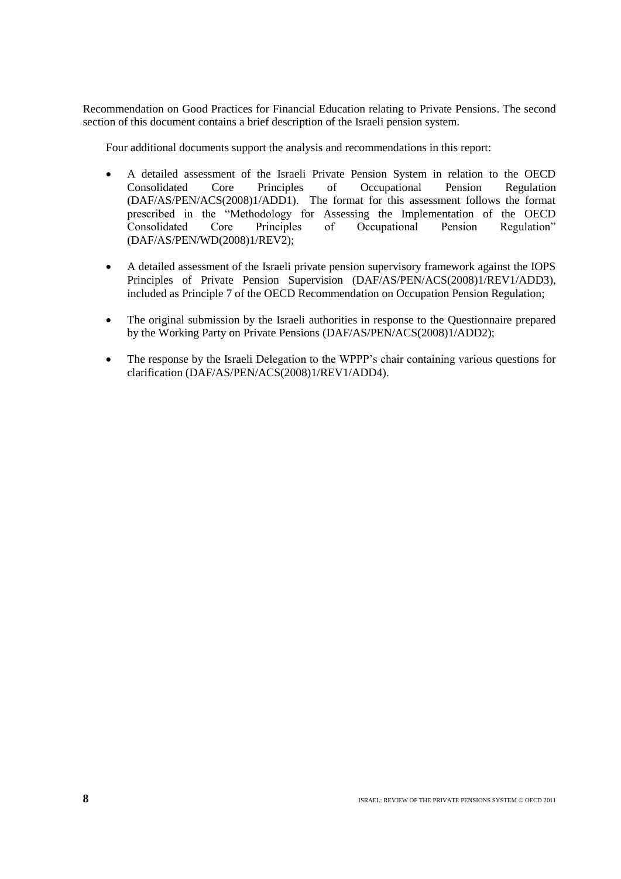Recommendation on Good Practices for Financial Education relating to Private Pensions. The second section of this document contains a brief description of the Israeli pension system.

Four additional documents support the analysis and recommendations in this report:

- A detailed assessment of the Israeli Private Pension System in relation to the OECD Consolidated Core Principles of Occupational Pension Regulation (DAF/AS/PEN/ACS(2008)1/ADD1). The format for this assessment follows the format prescribed in the "Methodology for Assessing the Implementation of the OECD Consolidated Core Principles of Occupational Pension Regulation" (DAF/AS/PEN/WD(2008)1/REV2);

- A detailed assessment of the Israeli private pension supervisory framework against the IOPS Principles of Private Pension Supervision (DAF/AS/PEN/ACS(2008)1/REV1/ADD3), included as Principle 7 of the OECD Recommendation on Occupation Pension Regulation;

- The original submission by the Israeli authorities in response to the Questionnaire prepared by the Working Party on Private Pensions (DAF/AS/PEN/ACS(2008)1/ADD2);

- The response by the Israeli Delegation to the WPPP's chair containing various questions for clarification (DAF/AS/PEN/ACS(2008)1/REV1/ADD4).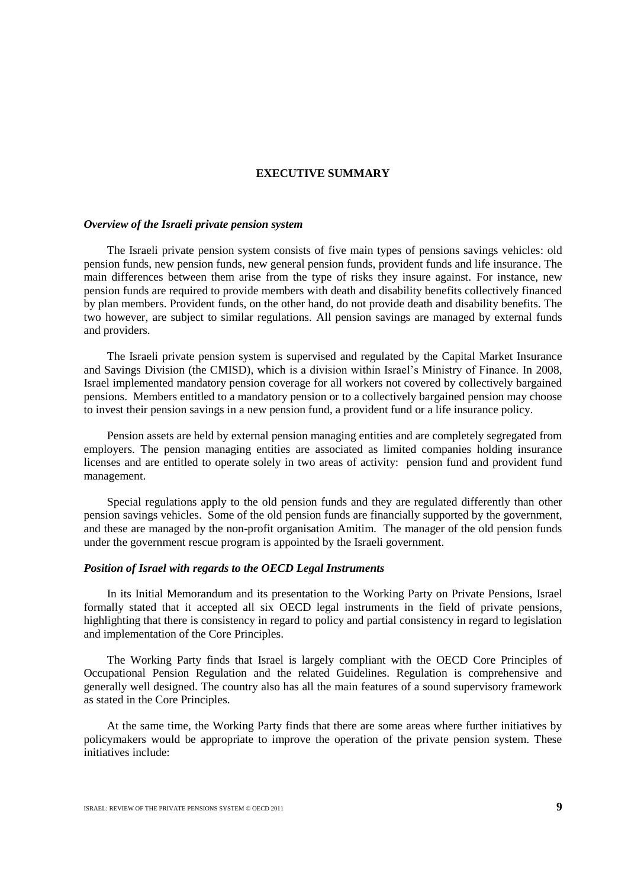## EXECUTIVE SUMMARY

### *Overview of the Israeli private pension system*

The Israeli private pension system consists of five main types of pensions savings vehicles: old pension funds, new pension funds, new general pension funds, provident funds and life insurance. The main differences between them arise from the type of risks they insure against. For instance, new pension funds are required to provide members with death and disability benefits collectively financed by plan members. Provident funds, on the other hand, do not provide death and disability benefits. The two however, are subject to similar regulations. All pension savings are managed by external funds and providers.

The Israeli private pension system is supervised and regulated by the Capital Market Insurance and Savings Division (the CMISD), which is a division within Israel's Ministry of Finance. In 2008, Israel implemented mandatory pension coverage for all workers not covered by collectively bargained pensions. Members entitled to a mandatory pension or to a collectively bargained pension may choose to invest their pension savings in a new pension fund, a provident fund or a life insurance policy.

Pension assets are held by external pension managing entities and are completely segregated from employers. The pension managing entities are associated as limited companies holding insurance licenses and are entitled to operate solely in two areas of activity: pension fund and provident fund management.

Special regulations apply to the old pension funds and they are regulated differently than other pension savings vehicles. Some of the old pension funds are financially supported by the government, and these are managed by the non-profit organisation Amitim. The manager of the old pension funds under the government rescue program is appointed by the Israeli government.

### *Position of Israel with regards to the OECD Legal Instruments*

In its Initial Memorandum and its presentation to the Working Party on Private Pensions, Israel formally stated that it accepted all six OECD legal instruments in the field of private pensions, highlighting that there is consistency in regard to policy and partial consistency in regard to legislation and implementation of the Core Principles.

The Working Party finds that Israel is largely compliant with the OECD Core Principles of Occupational Pension Regulation and the related Guidelines. Regulation is comprehensive and generally well designed. The country also has all the main features of a sound supervisory framework as stated in the Core Principles.

At the same time, the Working Party finds that there are some areas where further initiatives by policymakers would be appropriate to improve the operation of the private pension system. These initiatives include: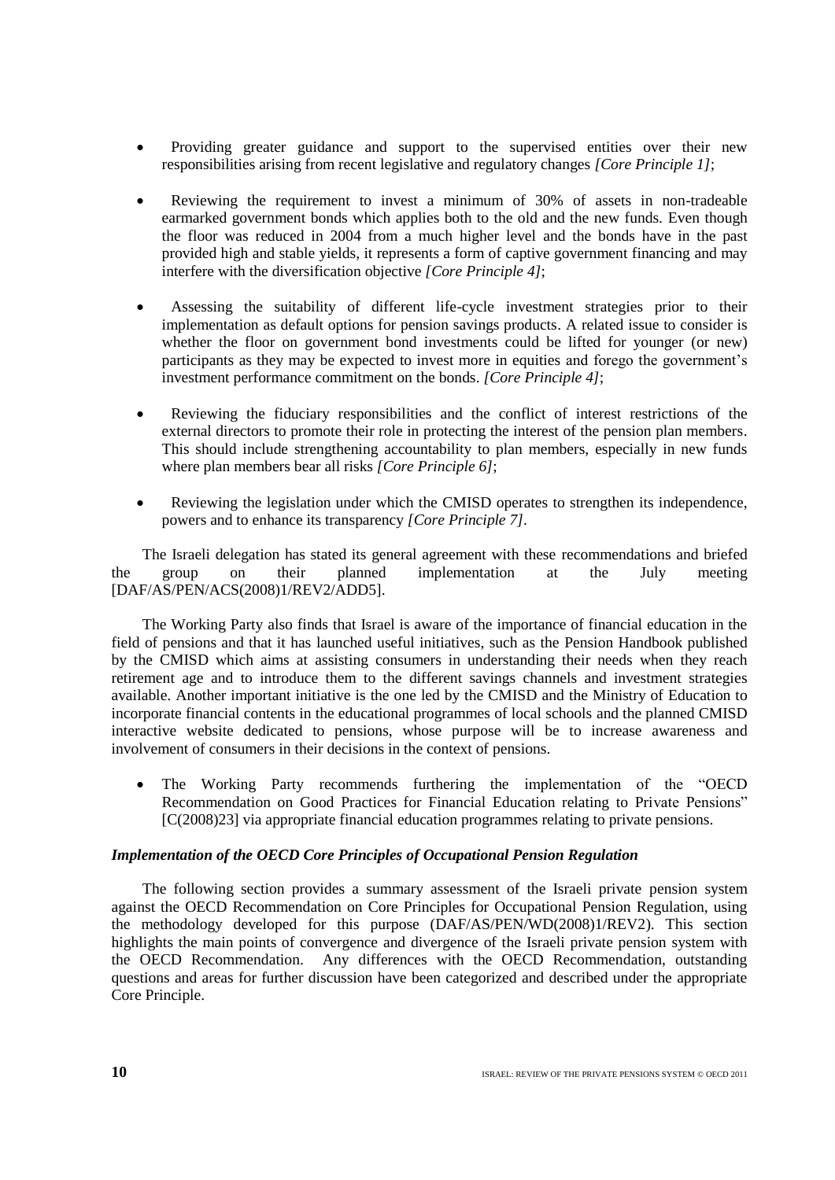- Providing greater guidance and support to the supervised entities over their new responsibilities arising from recent legislative and regulatory changes *[Core Principle 1]*;

- Reviewing the requirement to invest a minimum of 30% of assets in non-tradeable earmarked government bonds which applies both to the old and the new funds. Even though the floor was reduced in 2004 from a much higher level and the bonds have in the past provided high and stable yields, it represents a form of captive government financing and may interfere with the diversification objective *[Core Principle 4]*;

- Assessing the suitability of different life-cycle investment strategies prior to their implementation as default options for pension savings products. A related issue to consider is whether the floor on government bond investments could be lifted for younger (or new) participants as they may be expected to invest more in equities and forego the government's investment performance commitment on the bonds. *[Core Principle 4]*;

- Reviewing the fiduciary responsibilities and the conflict of interest restrictions of the external directors to promote their role in protecting the interest of the pension plan members. This should include strengthening accountability to plan members, especially in new funds where plan members bear all risks *[Core Principle 6]*;

- Reviewing the legislation under which the CMISD operates to strengthen its independence, powers and to enhance its transparency *[Core Principle 7]*.

The Israeli delegation has stated its general agreement with these recommendations and briefed the group on their planned implementation at the July meeting [DAF/AS/PEN/ACS(2008)1/REV2/ADD5].

The Working Party also finds that Israel is aware of the importance of financial education in the field of pensions and that it has launched useful initiatives, such as the Pension Handbook published by the CMISD which aims at assisting consumers in understanding their needs when they reach retirement age and to introduce them to the different savings channels and investment strategies available. Another important initiative is the one led by the CMISD and the Ministry of Education to incorporate financial contents in the educational programmes of local schools and the planned CMISD interactive website dedicated to pensions, whose purpose will be to increase awareness and involvement of consumers in their decisions in the context of pensions.

- The Working Party recommends furthering the implementation of the "OECD Recommendation on Good Practices for Financial Education relating to Private Pensions" [C(2008)23] via appropriate financial education programmes relating to private pensions.

### *Implementation of the OECD Core Principles of Occupational Pension Regulation*

The following section provides a summary assessment of the Israeli private pension system against the OECD Recommendation on Core Principles for Occupational Pension Regulation, using the methodology developed for this purpose (DAF/AS/PEN/WD(2008)1/REV2). This section highlights the main points of convergence and divergence of the Israeli private pension system with the OECD Recommendation. Any differences with the OECD Recommendation, outstanding questions and areas for further discussion have been categorized and described under the appropriate Core Principle.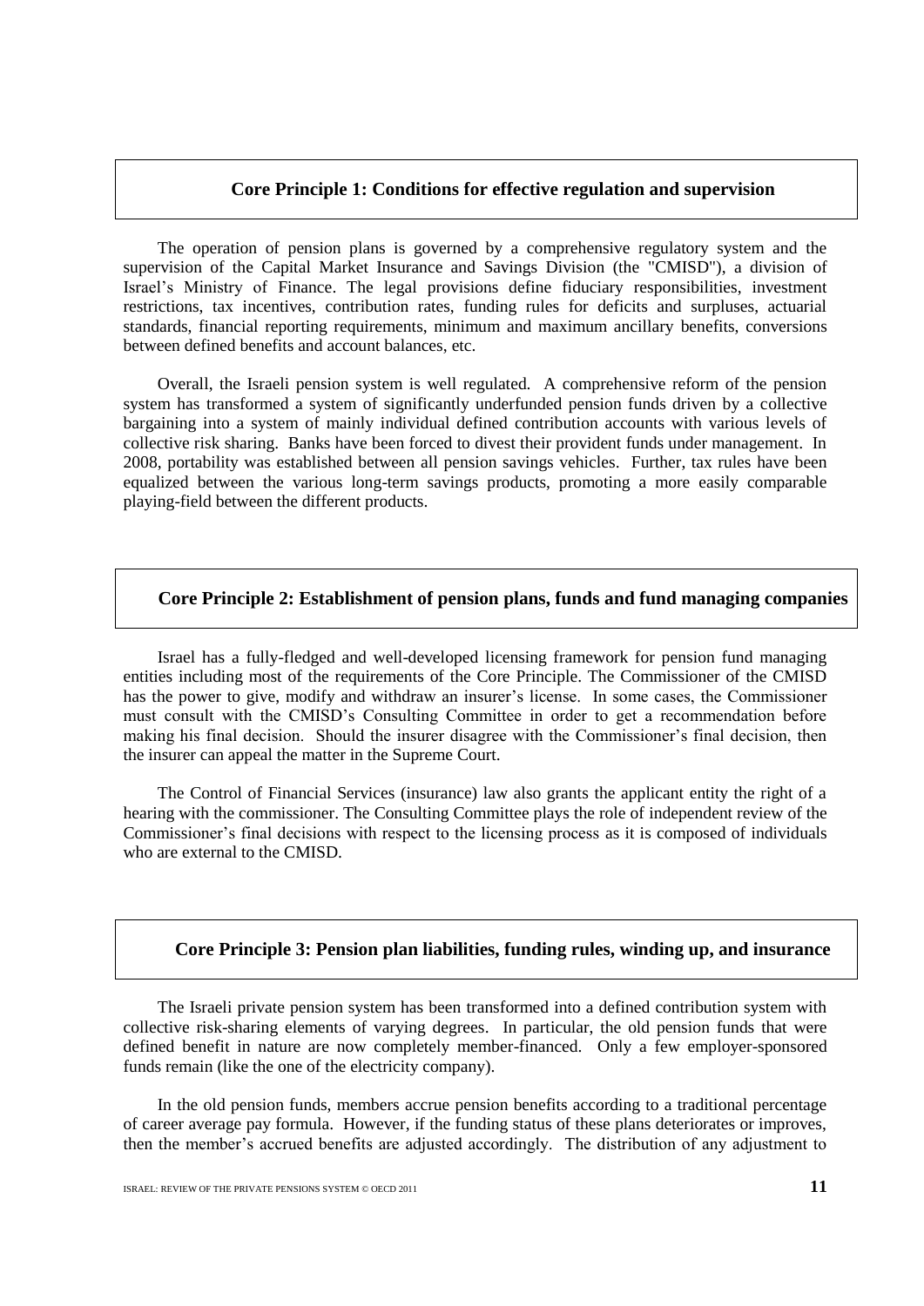## Core Principle 1: Conditions for effective regulation and supervision

The operation of pension plans is governed by a comprehensive regulatory system and the supervision of the Capital Market Insurance and Savings Division (the "CMISD"), a division of Israel's Ministry of Finance. The legal provisions define fiduciary responsibilities, investment restrictions, tax incentives, contribution rates, funding rules for deficits and surpluses, actuarial standards, financial reporting requirements, minimum and maximum ancillary benefits, conversions between defined benefits and account balances, etc.

Overall, the Israeli pension system is well regulated. A comprehensive reform of the pension system has transformed a system of significantly underfunded pension funds driven by a collective bargaining into a system of mainly individual defined contribution accounts with various levels of collective risk sharing. Banks have been forced to divest their provident funds under management. In 2008, portability was established between all pension savings vehicles. Further, tax rules have been equalized between the various long-term savings products, promoting a more easily comparable playing-field between the different products.

## Core Principle 2: Establishment of pension plans, funds and fund managing companies

Israel has a fully-fledged and well-developed licensing framework for pension fund managing entities including most of the requirements of the Core Principle. The Commissioner of the CMISD has the power to give, modify and withdraw an insurer's license. In some cases, the Commissioner must consult with the CMISD's Consulting Committee in order to get a recommendation before making his final decision. Should the insurer disagree with the Commissioner's final decision, then the insurer can appeal the matter in the Supreme Court.

The Control of Financial Services (insurance) law also grants the applicant entity the right of a hearing with the commissioner. The Consulting Committee plays the role of independent review of the Commissioner's final decisions with respect to the licensing process as it is composed of individuals who are external to the CMISD.

## Core Principle 3: Pension plan liabilities, funding rules, winding up, and insurance

The Israeli private pension system has been transformed into a defined contribution system with collective risk-sharing elements of varying degrees. In particular, the old pension funds that were defined benefit in nature are now completely member-financed. Only a few employer-sponsored funds remain (like the one of the electricity company).

In the old pension funds, members accrue pension benefits according to a traditional percentage of career average pay formula. However, if the funding status of these plans deteriorates or improves, then the member's accrued benefits are adjusted accordingly. The distribution of any adjustment to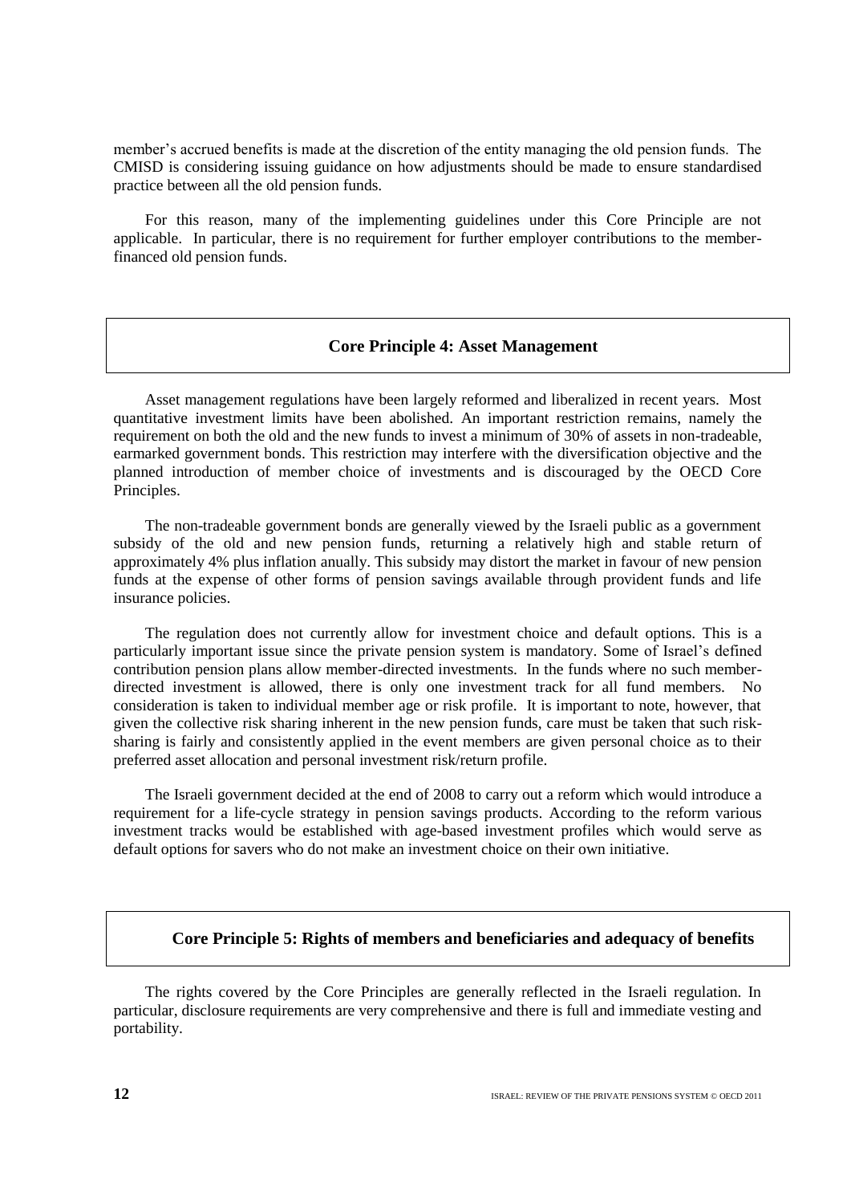member's accrued benefits is made at the discretion of the entity managing the old pension funds. The CMISD is considering issuing guidance on how adjustments should be made to ensure standardised practice between all the old pension funds.

For this reason, many of the implementing guidelines under this Core Principle are not applicable. In particular, there is no requirement for further employer contributions to the member-financed old pension funds.

## Core Principle 4: Asset Management

Asset management regulations have been largely reformed and liberalized in recent years. Most quantitative investment limits have been abolished. An important restriction remains, namely the requirement on both the old and the new funds to invest a minimum of 30% of assets in non-tradeable, earmarked government bonds. This restriction may interfere with the diversification objective and the planned introduction of member choice of investments and is discouraged by the OECD Core Principles.

The non-tradeable government bonds are generally viewed by the Israeli public as a government subsidy of the old and new pension funds, returning a relatively high and stable return of approximately 4% plus inflation anually. This subsidy may distort the market in favour of new pension funds at the expense of other forms of pension savings available through provident funds and life insurance policies.

The regulation does not currently allow for investment choice and default options. This is a particularly important issue since the private pension system is mandatory. Some of Israel's defined contribution pension plans allow member-directed investments. In the funds where no such member-directed investment is allowed, there is only one investment track for all fund members. No consideration is taken to individual member age or risk profile. It is important to note, however, that given the collective risk sharing inherent in the new pension funds, care must be taken that such risk-sharing is fairly and consistently applied in the event members are given personal choice as to their preferred asset allocation and personal investment risk/return profile.

The Israeli government decided at the end of 2008 to carry out a reform which would introduce a requirement for a life-cycle strategy in pension savings products. According to the reform various investment tracks would be established with age-based investment profiles which would serve as default options for savers who do not make an investment choice on their own initiative.

## Core Principle 5: Rights of members and beneficiaries and adequacy of benefits

The rights covered by the Core Principles are generally reflected in the Israeli regulation. In particular, disclosure requirements are very comprehensive and there is full and immediate vesting and portability.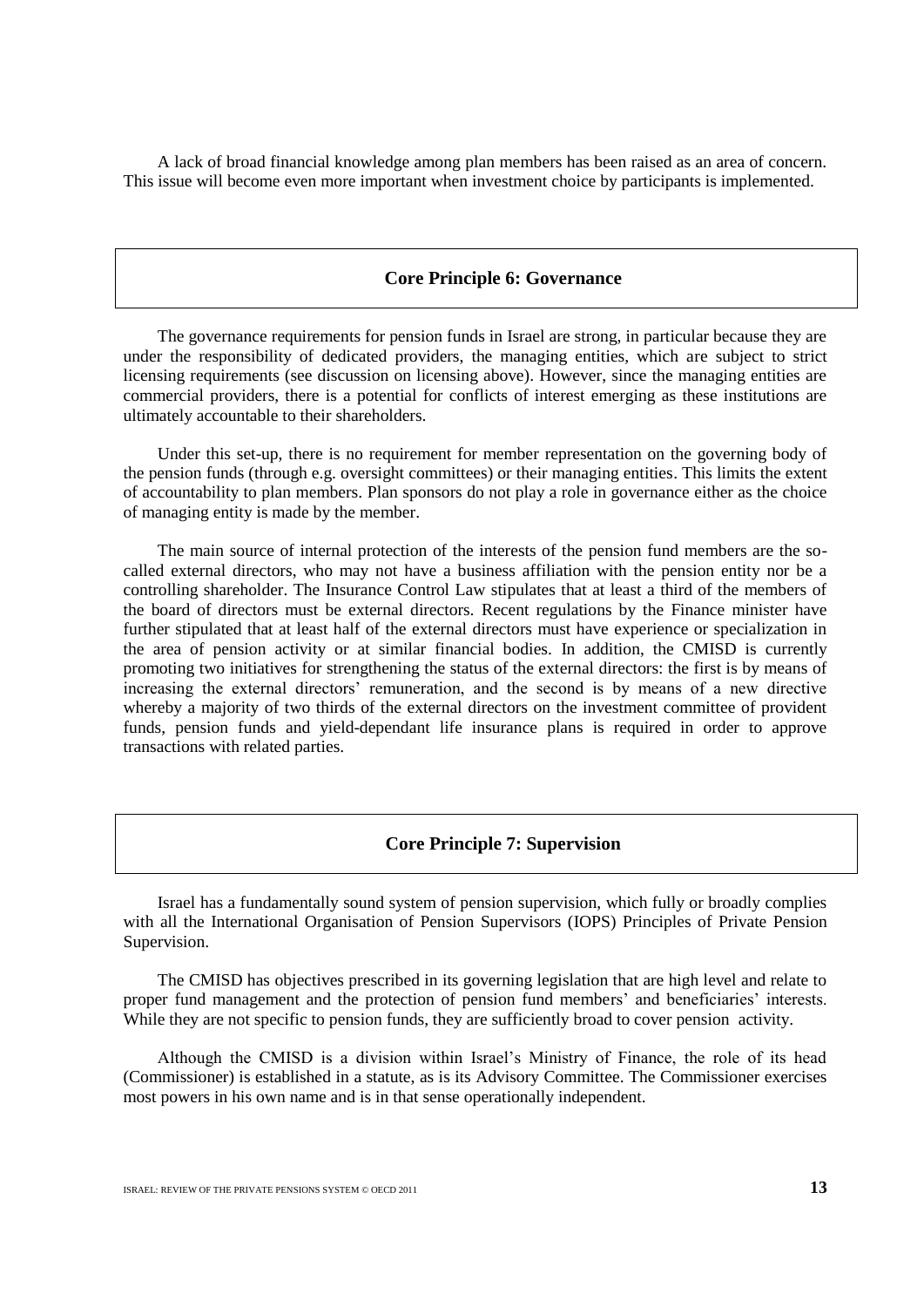A lack of broad financial knowledge among plan members has been raised as an area of concern. This issue will become even more important when investment choice by participants is implemented.

## Core Principle 6: Governance

The governance requirements for pension funds in Israel are strong, in particular because they are under the responsibility of dedicated providers, the managing entities, which are subject to strict licensing requirements (see discussion on licensing above). However, since the managing entities are commercial providers, there is a potential for conflicts of interest emerging as these institutions are ultimately accountable to their shareholders.

Under this set-up, there is no requirement for member representation on the governing body of the pension funds (through e.g. oversight committees) or their managing entities. This limits the extent of accountability to plan members. Plan sponsors do not play a role in governance either as the choice of managing entity is made by the member.

The main source of internal protection of the interests of the pension fund members are the so-called external directors, who may not have a business affiliation with the pension entity nor be a controlling shareholder. The Insurance Control Law stipulates that at least a third of the members of the board of directors must be external directors. Recent regulations by the Finance minister have further stipulated that at least half of the external directors must have experience or specialization in the area of pension activity or at similar financial bodies. In addition, the CMISD is currently promoting two initiatives for strengthening the status of the external directors: the first is by means of increasing the external directors' remuneration, and the second is by means of a new directive whereby a majority of two thirds of the external directors on the investment committee of provident funds, pension funds and yield-dependant life insurance plans is required in order to approve transactions with related parties.

## Core Principle 7: Supervision

Israel has a fundamentally sound system of pension supervision, which fully or broadly complies with all the International Organisation of Pension Supervisors (IOPS) Principles of Private Pension Supervision.

The CMISD has objectives prescribed in its governing legislation that are high level and relate to proper fund management and the protection of pension fund members' and beneficiaries' interests. While they are not specific to pension funds, they are sufficiently broad to cover pension activity.

Although the CMISD is a division within Israel's Ministry of Finance, the role of its head (Commissioner) is established in a statute, as is its Advisory Committee. The Commissioner exercises most powers in his own name and is in that sense operationally independent.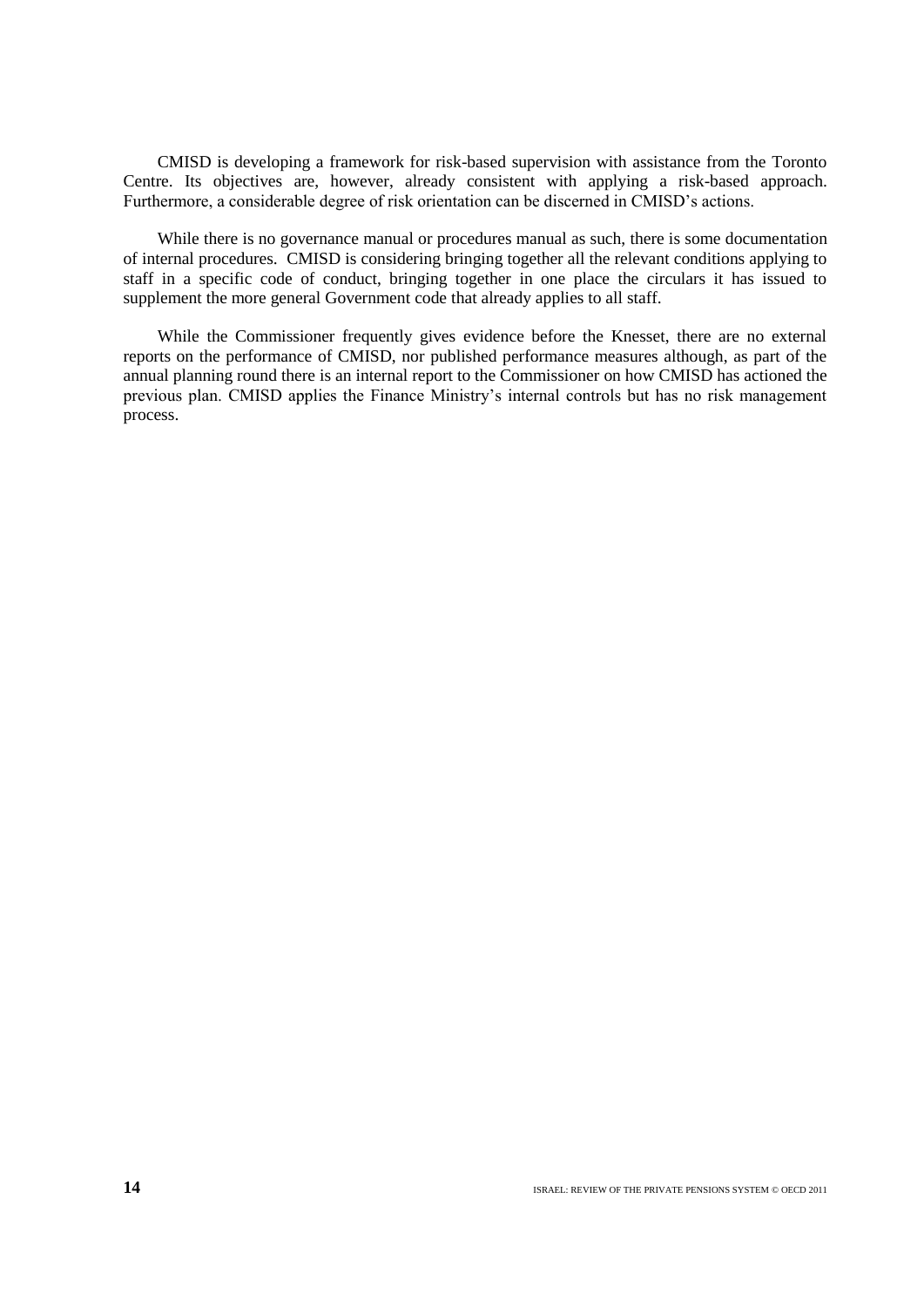CMISD is developing a framework for risk-based supervision with assistance from the Toronto Centre. Its objectives are, however, already consistent with applying a risk-based approach. Furthermore, a considerable degree of risk orientation can be discerned in CMISD's actions.

While there is no governance manual or procedures manual as such, there is some documentation of internal procedures. CMISD is considering bringing together all the relevant conditions applying to staff in a specific code of conduct, bringing together in one place the circulars it has issued to supplement the more general Government code that already applies to all staff.

While the Commissioner frequently gives evidence before the Knesset, there are no external reports on the performance of CMISD, nor published performance measures although, as part of the annual planning round there is an internal report to the Commissioner on how CMISD has actioned the previous plan. CMISD applies the Finance Ministry's internal controls but has no risk management process.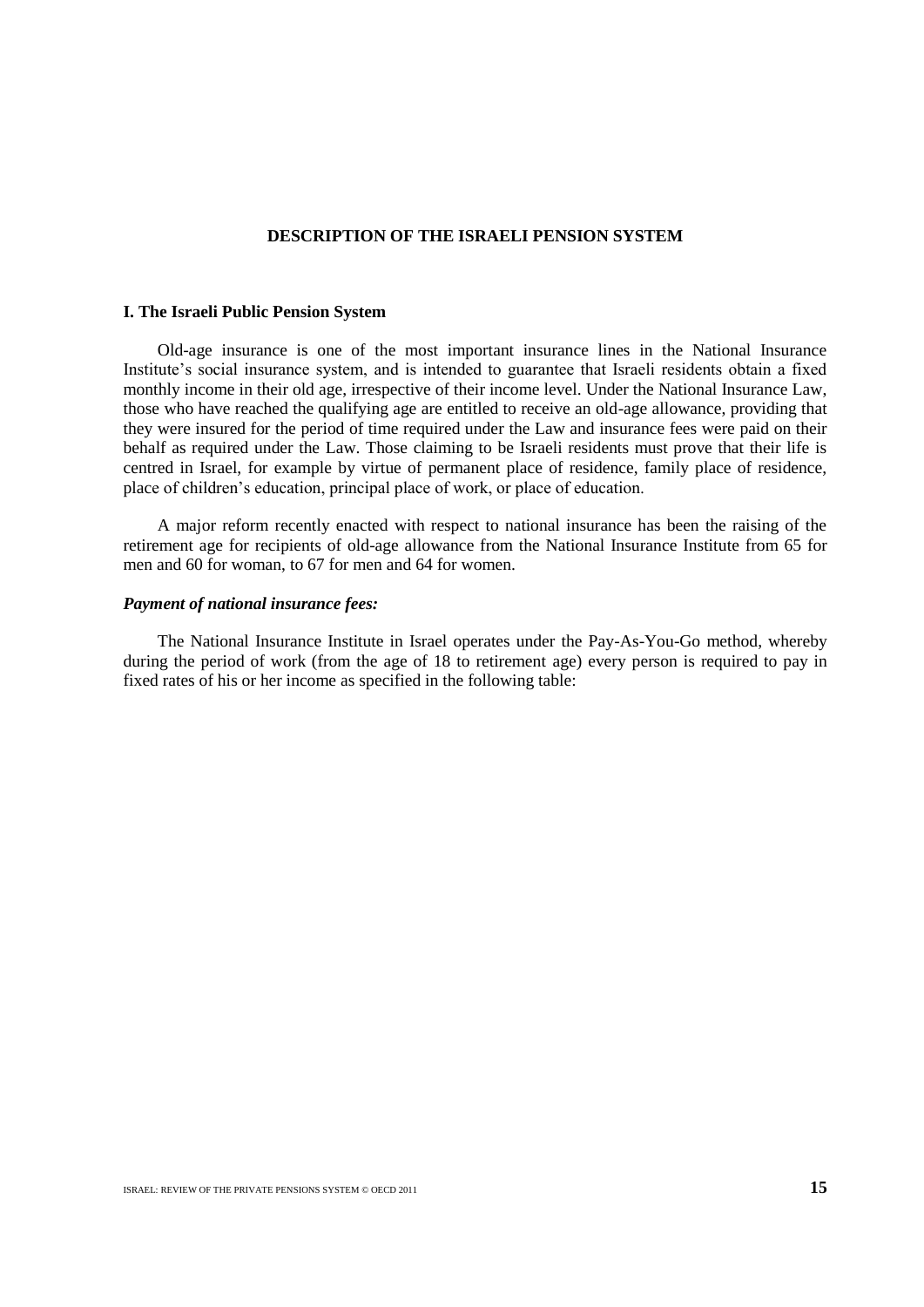## DESCRIPTION OF THE ISRAELI PENSION SYSTEM

### I. The Israeli Public Pension System

Old-age insurance is one of the most important insurance lines in the National Insurance Institute's social insurance system, and is intended to guarantee that Israeli residents obtain a fixed monthly income in their old age, irrespective of their income level. Under the National Insurance Law, those who have reached the qualifying age are entitled to receive an old-age allowance, providing that they were insured for the period of time required under the Law and insurance fees were paid on their behalf as required under the Law. Those claiming to be Israeli residents must prove that their life is centred in Israel, for example by virtue of permanent place of residence, family place of residence, place of children's education, principal place of work, or place of education.

A major reform recently enacted with respect to national insurance has been the raising of the retirement age for recipients of old-age allowance from the National Insurance Institute from 65 for men and 60 for woman, to 67 for men and 64 for women.

#### *Payment of national insurance fees:*

The National Insurance Institute in Israel operates under the Pay-As-You-Go method, whereby during the period of work (from the age of 18 to retirement age) every person is required to pay in fixed rates of his or her income as specified in the following table: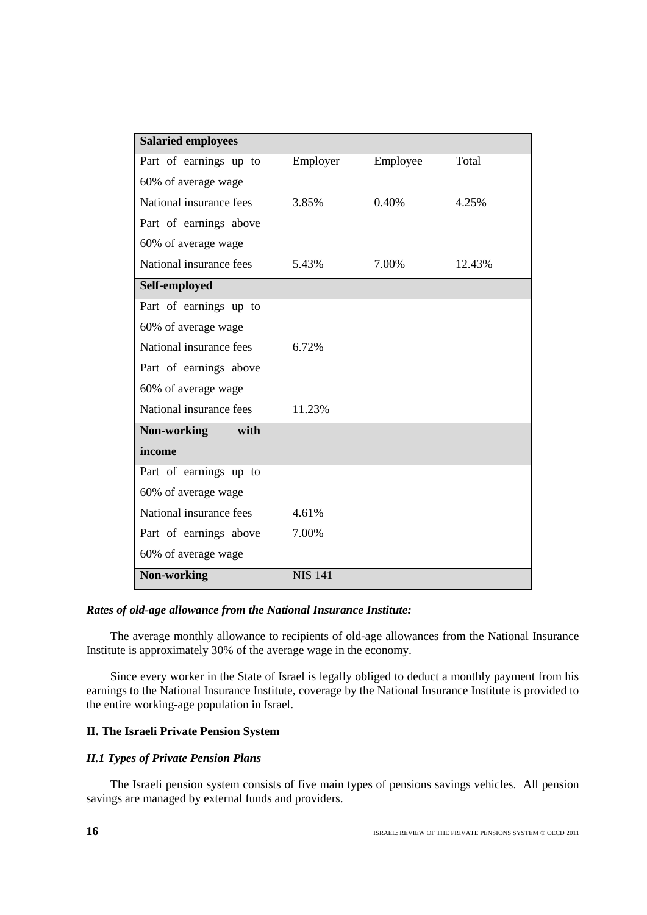| Salaried employees | | | |
|---|---|---|---|
| Part of earnings up to 60% of average wage | Employer | Employee | Total |
| National insurance fees | 3.85% | 0.40% | 4.25% |
| Part of earnings above 60% of average wage | | | |
| National insurance fees | 5.43% | 7.00% | 12.43% |
| **Self-employed** | | | |
| Part of earnings up to 60% of average wage | | | |
| National insurance fees | 6.72% | | |
| Part of earnings above 60% of average wage | | | |
| National insurance fees | 11.23% | | |
| **Non-working with income** | | | |
| Part of earnings up to 60% of average wage | | | |
| National insurance fees | 4.61% | | |
| Part of earnings above 60% of average wage | 7.00% | | |
| **Non-working** | NIS 141 | | |

***Rates of old-age allowance from the National Insurance Institute:***

The average monthly allowance to recipients of old-age allowances from the National Insurance Institute is approximately 30% of the average wage in the economy.

Since every worker in the State of Israel is legally obliged to deduct a monthly payment from his earnings to the National Insurance Institute, coverage by the National Insurance Institute is provided to the entire working-age population in Israel.

## II. The Israeli Private Pension System

### *II.1 Types of Private Pension Plans*

The Israeli pension system consists of five main types of pensions savings vehicles. All pension savings are managed by external funds and providers.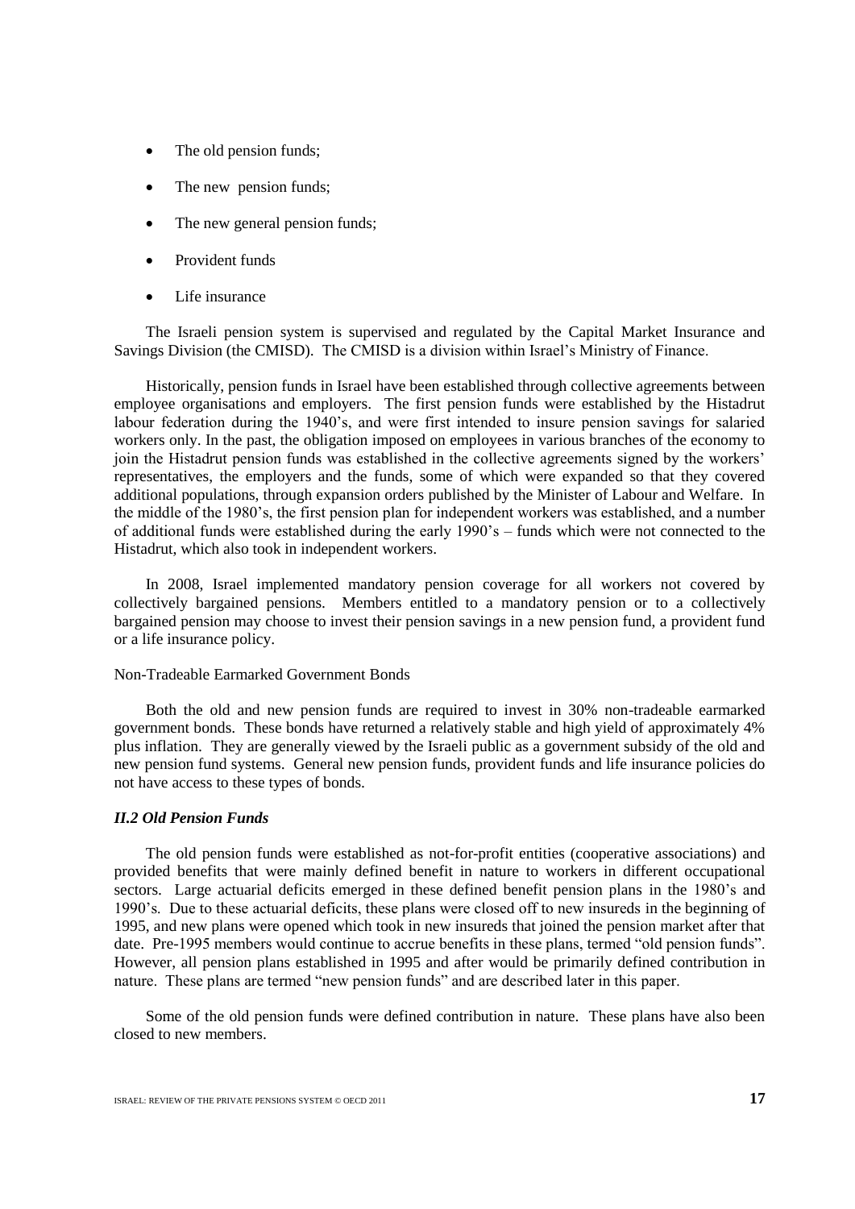- The old pension funds;
- The new pension funds;
- The new general pension funds;
- Provident funds
- Life insurance

The Israeli pension system is supervised and regulated by the Capital Market Insurance and Savings Division (the CMISD). The CMISD is a division within Israel's Ministry of Finance.

Historically, pension funds in Israel have been established through collective agreements between employee organisations and employers. The first pension funds were established by the Histadrut labour federation during the 1940's, and were first intended to insure pension savings for salaried workers only. In the past, the obligation imposed on employees in various branches of the economy to join the Histadrut pension funds was established in the collective agreements signed by the workers' representatives, the employers and the funds, some of which were expanded so that they covered additional populations, through expansion orders published by the Minister of Labour and Welfare. In the middle of the 1980's, the first pension plan for independent workers was established, and a number of additional funds were established during the early 1990's – funds which were not connected to the Histadrut, which also took in independent workers.

In 2008, Israel implemented mandatory pension coverage for all workers not covered by collectively bargained pensions. Members entitled to a mandatory pension or to a collectively bargained pension may choose to invest their pension savings in a new pension fund, a provident fund or a life insurance policy.

Non-Tradeable Earmarked Government Bonds

Both the old and new pension funds are required to invest in 30% non-tradeable earmarked government bonds. These bonds have returned a relatively stable and high yield of approximately 4% plus inflation. They are generally viewed by the Israeli public as a government subsidy of the old and new pension fund systems. General new pension funds, provident funds and life insurance policies do not have access to these types of bonds.

### *II.2 Old Pension Funds*

The old pension funds were established as not-for-profit entities (cooperative associations) and provided benefits that were mainly defined benefit in nature to workers in different occupational sectors. Large actuarial deficits emerged in these defined benefit pension plans in the 1980's and 1990's. Due to these actuarial deficits, these plans were closed off to new insureds in the beginning of 1995, and new plans were opened which took in new insureds that joined the pension market after that date. Pre-1995 members would continue to accrue benefits in these plans, termed "old pension funds". However, all pension plans established in 1995 and after would be primarily defined contribution in nature. These plans are termed "new pension funds" and are described later in this paper.

Some of the old pension funds were defined contribution in nature. These plans have also been closed to new members.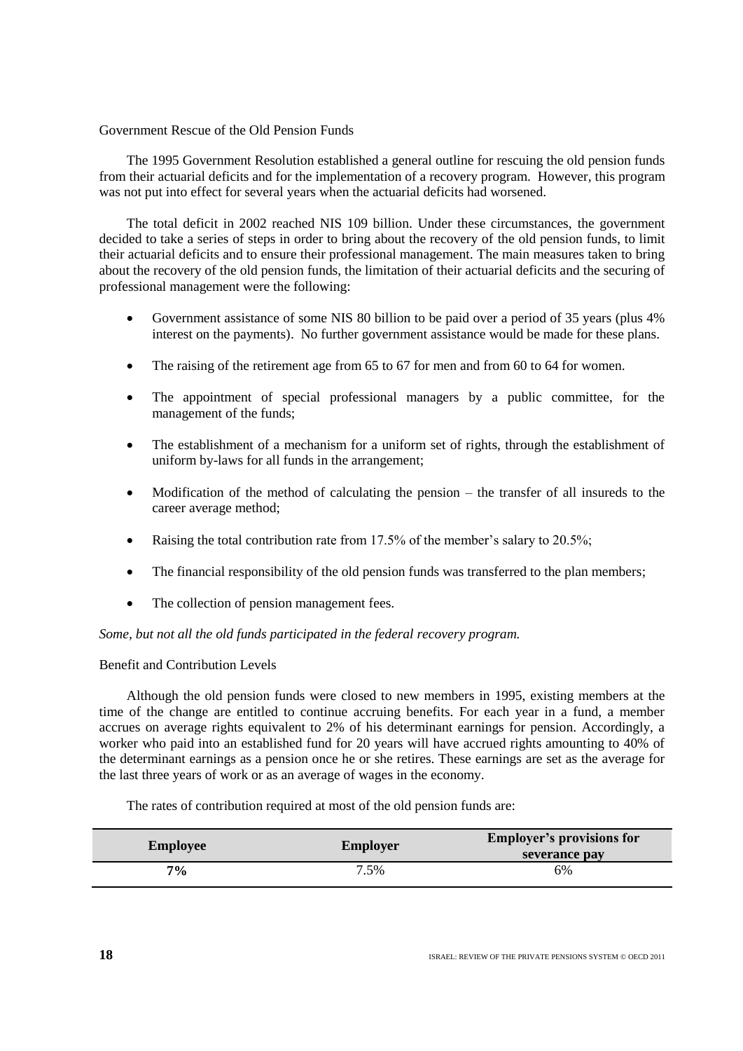### Government Rescue of the Old Pension Funds

The 1995 Government Resolution established a general outline for rescuing the old pension funds from their actuarial deficits and for the implementation of a recovery program. However, this program was not put into effect for several years when the actuarial deficits had worsened.

The total deficit in 2002 reached NIS 109 billion. Under these circumstances, the government decided to take a series of steps in order to bring about the recovery of the old pension funds, to limit their actuarial deficits and to ensure their professional management. The main measures taken to bring about the recovery of the old pension funds, the limitation of their actuarial deficits and the securing of professional management were the following:

- Government assistance of some NIS 80 billion to be paid over a period of 35 years (plus 4% interest on the payments). No further government assistance would be made for these plans.
- The raising of the retirement age from 65 to 67 for men and from 60 to 64 for women.
- The appointment of special professional managers by a public committee, for the management of the funds;
- The establishment of a mechanism for a uniform set of rights, through the establishment of uniform by-laws for all funds in the arrangement;
- Modification of the method of calculating the pension – the transfer of all insureds to the career average method;
- Raising the total contribution rate from 17.5% of the member's salary to 20.5%;
- The financial responsibility of the old pension funds was transferred to the plan members;
- The collection of pension management fees.

*Some, but not all the old funds participated in the federal recovery program.*

### Benefit and Contribution Levels

Although the old pension funds were closed to new members in 1995, existing members at the time of the change are entitled to continue accruing benefits. For each year in a fund, a member accrues on average rights equivalent to 2% of his determinant earnings for pension. Accordingly, a worker who paid into an established fund for 20 years will have accrued rights amounting to 40% of the determinant earnings as a pension once he or she retires. These earnings are set as the average for the last three years of work or as an average of wages in the economy.

The rates of contribution required at most of the old pension funds are:

| **Employee** | **Employer** | **Employer's provisions for severance pay** |
|---|---|---|
| **7%** | 7.5% | 6% |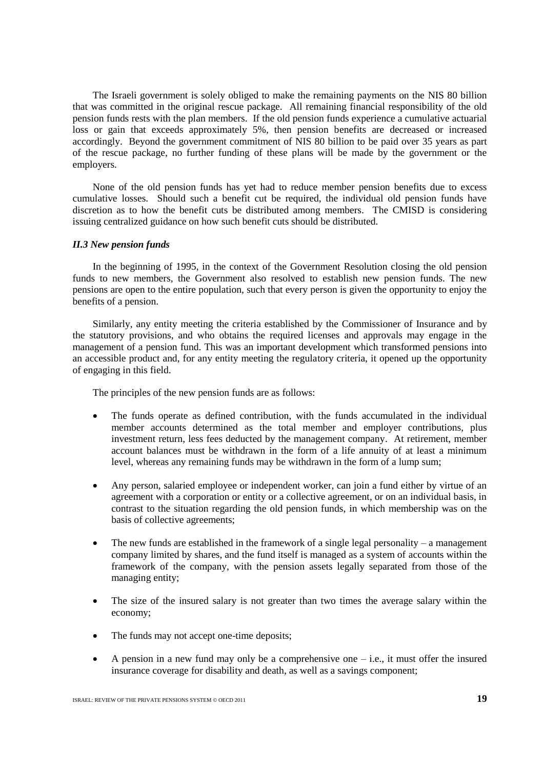The Israeli government is solely obliged to make the remaining payments on the NIS 80 billion that was committed in the original rescue package. All remaining financial responsibility of the old pension funds rests with the plan members. If the old pension funds experience a cumulative actuarial loss or gain that exceeds approximately 5%, then pension benefits are decreased or increased accordingly. Beyond the government commitment of NIS 80 billion to be paid over 35 years as part of the rescue package, no further funding of these plans will be made by the government or the employers.

None of the old pension funds has yet had to reduce member pension benefits due to excess cumulative losses. Should such a benefit cut be required, the individual old pension funds have discretion as to how the benefit cuts be distributed among members. The CMISD is considering issuing centralized guidance on how such benefit cuts should be distributed.

### *II.3 New pension funds*

In the beginning of 1995, in the context of the Government Resolution closing the old pension funds to new members, the Government also resolved to establish new pension funds. The new pensions are open to the entire population, such that every person is given the opportunity to enjoy the benefits of a pension.

Similarly, any entity meeting the criteria established by the Commissioner of Insurance and by the statutory provisions, and who obtains the required licenses and approvals may engage in the management of a pension fund. This was an important development which transformed pensions into an accessible product and, for any entity meeting the regulatory criteria, it opened up the opportunity of engaging in this field.

The principles of the new pension funds are as follows:

- The funds operate as defined contribution, with the funds accumulated in the individual member accounts determined as the total member and employer contributions, plus investment return, less fees deducted by the management company. At retirement, member account balances must be withdrawn in the form of a life annuity of at least a minimum level, whereas any remaining funds may be withdrawn in the form of a lump sum;
- Any person, salaried employee or independent worker, can join a fund either by virtue of an agreement with a corporation or entity or a collective agreement, or on an individual basis, in contrast to the situation regarding the old pension funds, in which membership was on the basis of collective agreements;
- The new funds are established in the framework of a single legal personality – a management company limited by shares, and the fund itself is managed as a system of accounts within the framework of the company, with the pension assets legally separated from those of the managing entity;
- The size of the insured salary is not greater than two times the average salary within the economy;
- The funds may not accept one-time deposits;
- A pension in a new fund may only be a comprehensive one – i.e., it must offer the insured insurance coverage for disability and death, as well as a savings component;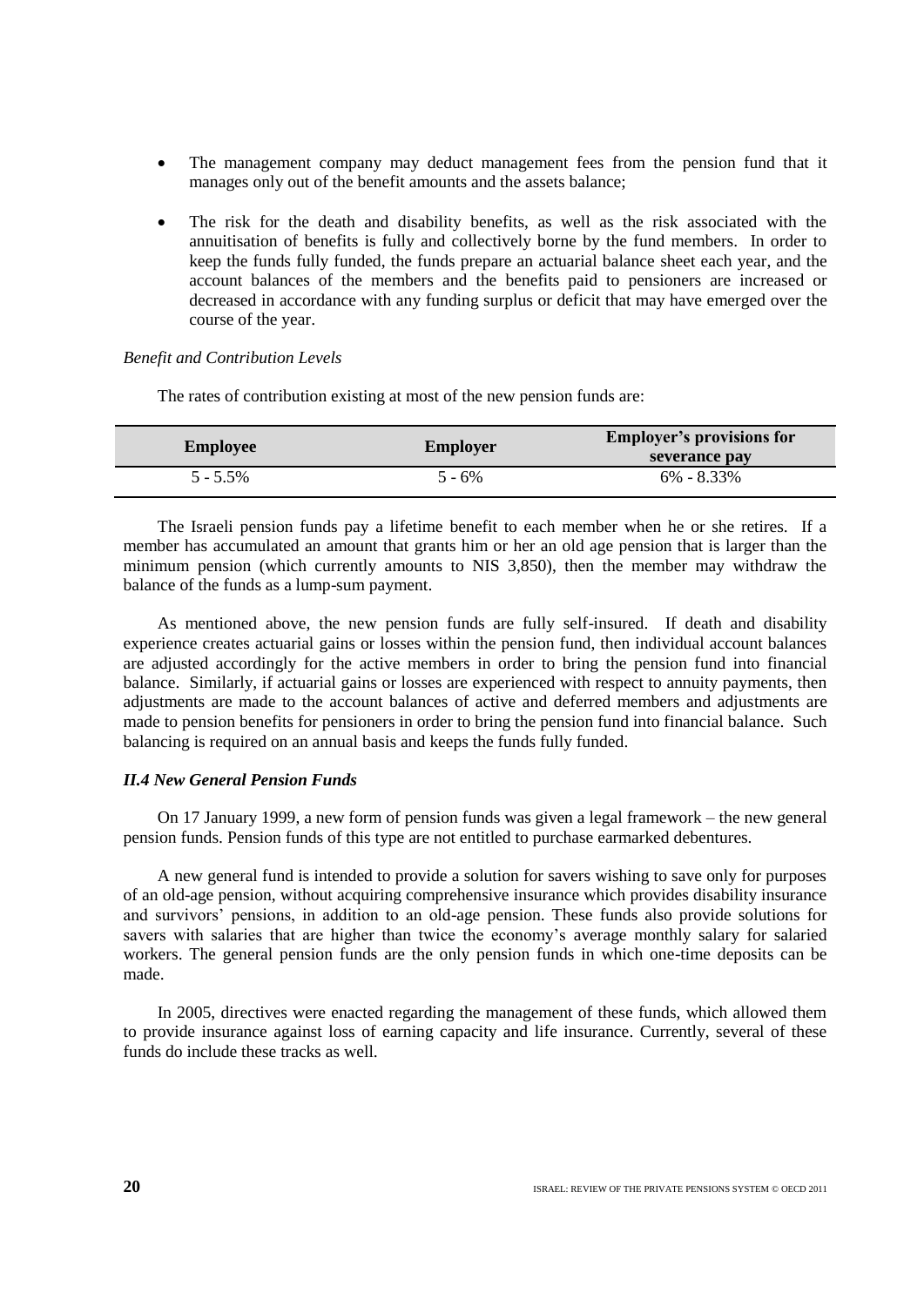- The management company may deduct management fees from the pension fund that it manages only out of the benefit amounts and the assets balance;

- The risk for the death and disability benefits, as well as the risk associated with the annuitisation of benefits is fully and collectively borne by the fund members. In order to keep the funds fully funded, the funds prepare an actuarial balance sheet each year, and the account balances of the members and the benefits paid to pensioners are increased or decreased in accordance with any funding surplus or deficit that may have emerged over the course of the year.

*Benefit and Contribution Levels*

The rates of contribution existing at most of the new pension funds are:

| Employee | Employer | Employer's provisions for severance pay |
|---|---|---|
| 5 - 5.5% | 5 - 6% | 6% - 8.33% |

The Israeli pension funds pay a lifetime benefit to each member when he or she retires. If a member has accumulated an amount that grants him or her an old age pension that is larger than the minimum pension (which currently amounts to NIS 3,850), then the member may withdraw the balance of the funds as a lump-sum payment.

As mentioned above, the new pension funds are fully self-insured. If death and disability experience creates actuarial gains or losses within the pension fund, then individual account balances are adjusted accordingly for the active members in order to bring the pension fund into financial balance. Similarly, if actuarial gains or losses are experienced with respect to annuity payments, then adjustments are made to the account balances of active and deferred members and adjustments are made to pension benefits for pensioners in order to bring the pension fund into financial balance. Such balancing is required on an annual basis and keeps the funds fully funded.

### *II.4 New General Pension Funds*

On 17 January 1999, a new form of pension funds was given a legal framework – the new general pension funds. Pension funds of this type are not entitled to purchase earmarked debentures.

A new general fund is intended to provide a solution for savers wishing to save only for purposes of an old-age pension, without acquiring comprehensive insurance which provides disability insurance and survivors' pensions, in addition to an old-age pension. These funds also provide solutions for savers with salaries that are higher than twice the economy's average monthly salary for salaried workers. The general pension funds are the only pension funds in which one-time deposits can be made.

In 2005, directives were enacted regarding the management of these funds, which allowed them to provide insurance against loss of earning capacity and life insurance. Currently, several of these funds do include these tracks as well.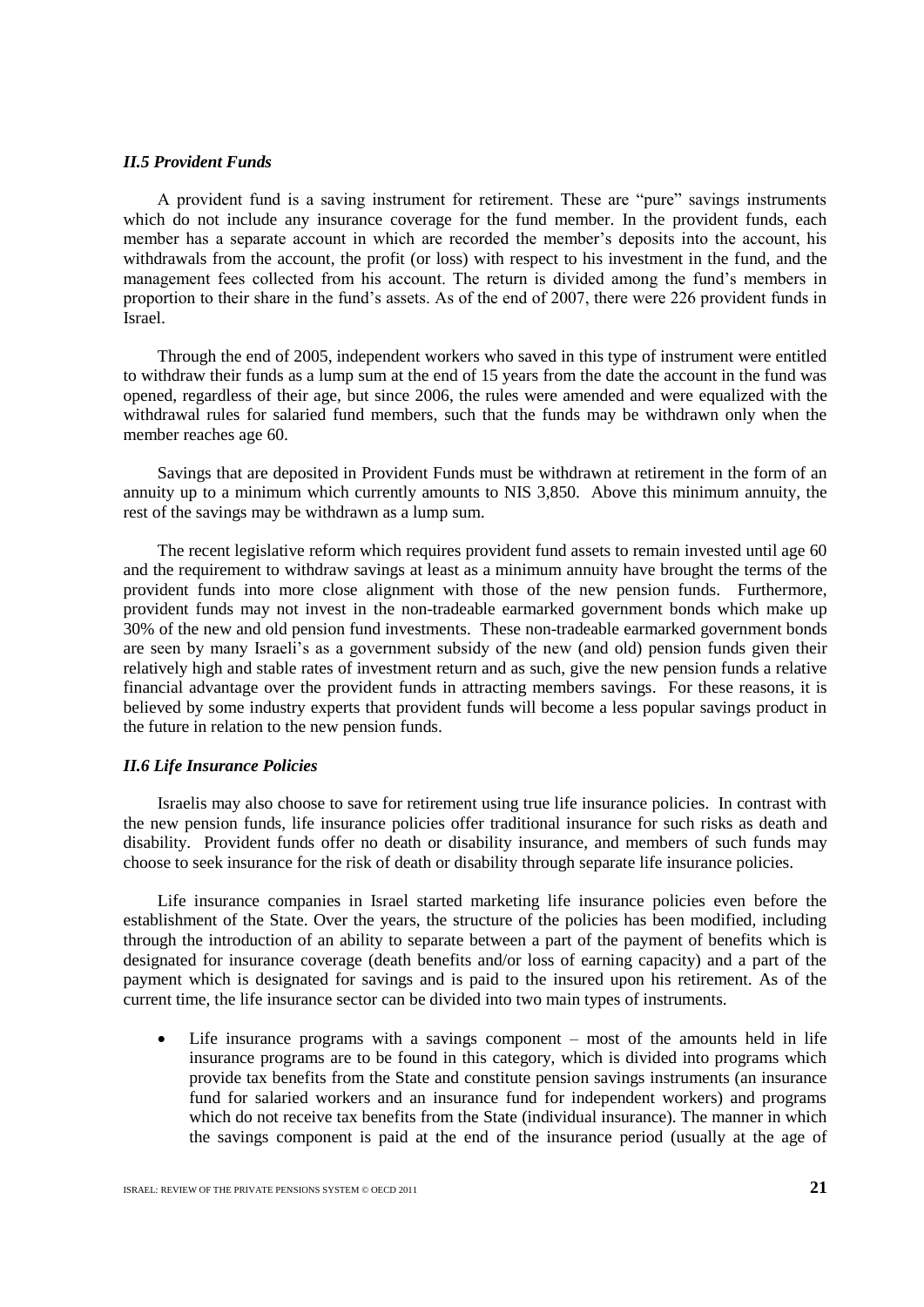### *II.5 Provident Funds*

A provident fund is a saving instrument for retirement. These are "pure" savings instruments which do not include any insurance coverage for the fund member. In the provident funds, each member has a separate account in which are recorded the member's deposits into the account, his withdrawals from the account, the profit (or loss) with respect to his investment in the fund, and the management fees collected from his account. The return is divided among the fund's members in proportion to their share in the fund's assets. As of the end of 2007, there were 226 provident funds in Israel.

Through the end of 2005, independent workers who saved in this type of instrument were entitled to withdraw their funds as a lump sum at the end of 15 years from the date the account in the fund was opened, regardless of their age, but since 2006, the rules were amended and were equalized with the withdrawal rules for salaried fund members, such that the funds may be withdrawn only when the member reaches age 60.

Savings that are deposited in Provident Funds must be withdrawn at retirement in the form of an annuity up to a minimum which currently amounts to NIS 3,850. Above this minimum annuity, the rest of the savings may be withdrawn as a lump sum.

The recent legislative reform which requires provident fund assets to remain invested until age 60 and the requirement to withdraw savings at least as a minimum annuity have brought the terms of the provident funds into more close alignment with those of the new pension funds. Furthermore, provident funds may not invest in the non-tradeable earmarked government bonds which make up 30% of the new and old pension fund investments. These non-tradeable earmarked government bonds are seen by many Israeli's as a government subsidy of the new (and old) pension funds given their relatively high and stable rates of investment return and as such, give the new pension funds a relative financial advantage over the provident funds in attracting members savings. For these reasons, it is believed by some industry experts that provident funds will become a less popular savings product in the future in relation to the new pension funds.

### *II.6 Life Insurance Policies*

Israelis may also choose to save for retirement using true life insurance policies. In contrast with the new pension funds, life insurance policies offer traditional insurance for such risks as death and disability. Provident funds offer no death or disability insurance, and members of such funds may choose to seek insurance for the risk of death or disability through separate life insurance policies.

Life insurance companies in Israel started marketing life insurance policies even before the establishment of the State. Over the years, the structure of the policies has been modified, including through the introduction of an ability to separate between a part of the payment of benefits which is designated for insurance coverage (death benefits and/or loss of earning capacity) and a part of the payment which is designated for savings and is paid to the insured upon his retirement. As of the current time, the life insurance sector can be divided into two main types of instruments.

- Life insurance programs with a savings component – most of the amounts held in life insurance programs are to be found in this category, which is divided into programs which provide tax benefits from the State and constitute pension savings instruments (an insurance fund for salaried workers and an insurance fund for independent workers) and programs which do not receive tax benefits from the State (individual insurance). The manner in which the savings component is paid at the end of the insurance period (usually at the age of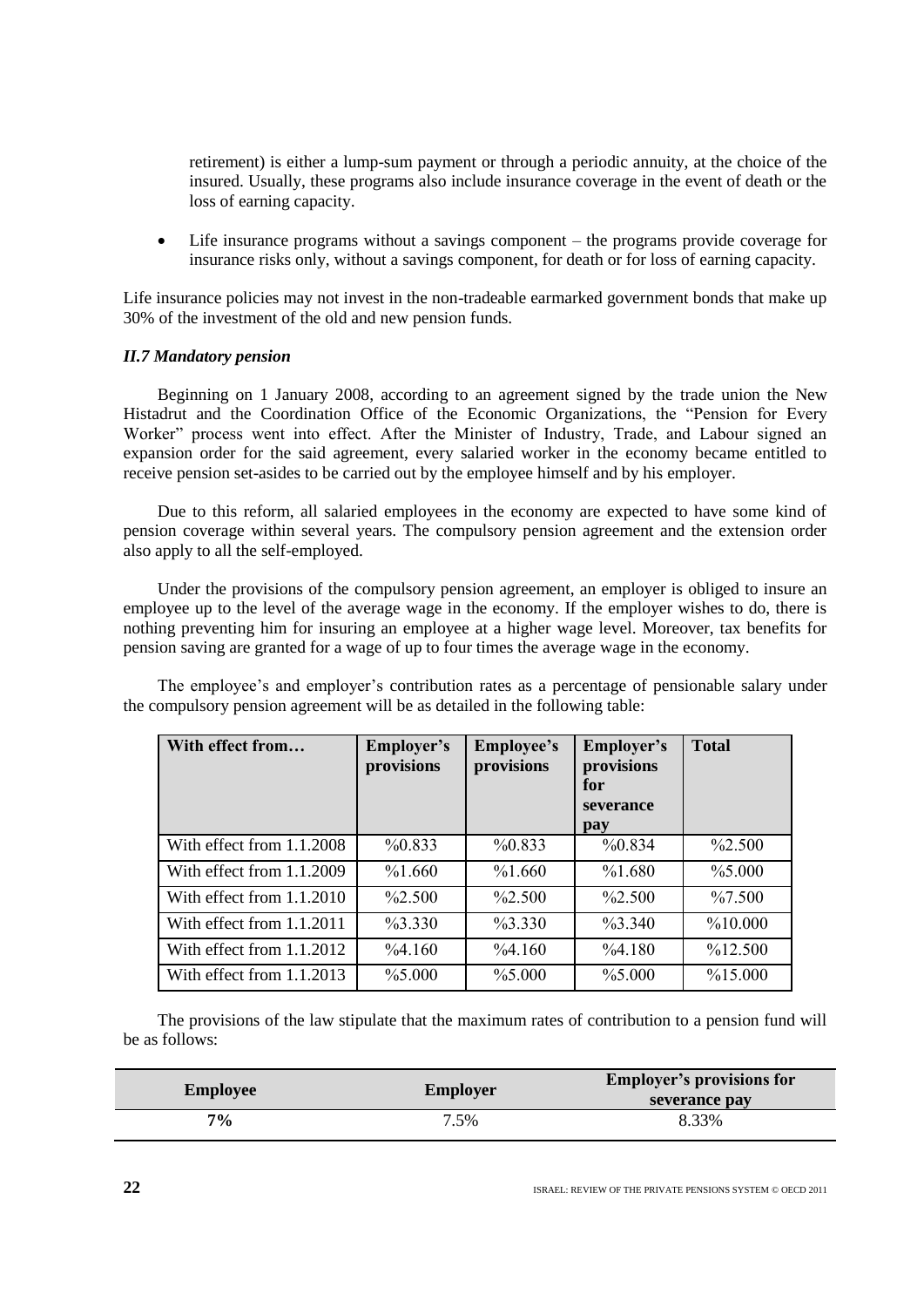retirement) is either a lump-sum payment or through a periodic annuity, at the choice of the insured. Usually, these programs also include insurance coverage in the event of death or the loss of earning capacity.

- Life insurance programs without a savings component – the programs provide coverage for insurance risks only, without a savings component, for death or for loss of earning capacity.

Life insurance policies may not invest in the non-tradeable earmarked government bonds that make up 30% of the investment of the old and new pension funds.

### *II.7 Mandatory pension*

Beginning on 1 January 2008, according to an agreement signed by the trade union the New Histadrut and the Coordination Office of the Economic Organizations, the "Pension for Every Worker" process went into effect. After the Minister of Industry, Trade, and Labour signed an expansion order for the said agreement, every salaried worker in the economy became entitled to receive pension set-asides to be carried out by the employee himself and by his employer.

Due to this reform, all salaried employees in the economy are expected to have some kind of pension coverage within several years. The compulsory pension agreement and the extension order also apply to all the self-employed.

Under the provisions of the compulsory pension agreement, an employer is obliged to insure an employee up to the level of the average wage in the economy. If the employer wishes to do, there is nothing preventing him for insuring an employee at a higher wage level. Moreover, tax benefits for pension saving are granted for a wage of up to four times the average wage in the economy.

The employee's and employer's contribution rates as a percentage of pensionable salary under the compulsory pension agreement will be as detailed in the following table:

| With effect from… | Employer's provisions | Employee's provisions | Employer's provisions for severance pay | Total |
|---|---|---|---|---|
| With effect from 1.1.2008 | %0.833 | %0.833 | %0.834 | %2.500 |
| With effect from 1.1.2009 | %1.660 | %1.660 | %1.680 | %5.000 |
| With effect from 1.1.2010 | %2.500 | %2.500 | %2.500 | %7.500 |
| With effect from 1.1.2011 | %3.330 | %3.330 | %3.340 | %10.000 |
| With effect from 1.1.2012 | %4.160 | %4.160 | %4.180 | %12.500 |
| With effect from 1.1.2013 | %5.000 | %5.000 | %5.000 | %15.000 |

The provisions of the law stipulate that the maximum rates of contribution to a pension fund will be as follows:

| Employee | Employer | Employer's provisions for severance pay |
|---|---|---|
| 7% | 7.5% | 8.33% |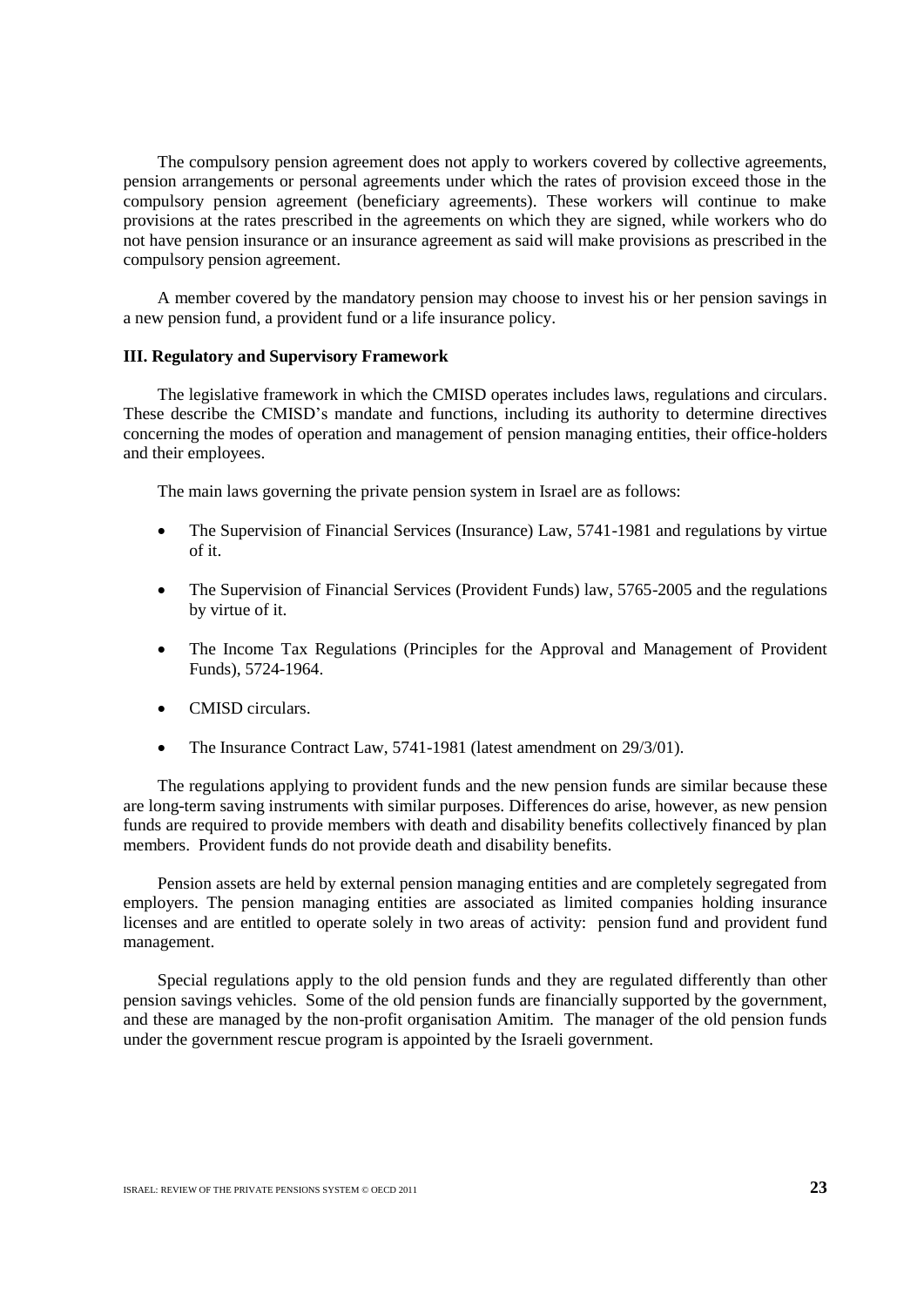The compulsory pension agreement does not apply to workers covered by collective agreements, pension arrangements or personal agreements under which the rates of provision exceed those in the compulsory pension agreement (beneficiary agreements). These workers will continue to make provisions at the rates prescribed in the agreements on which they are signed, while workers who do not have pension insurance or an insurance agreement as said will make provisions as prescribed in the compulsory pension agreement.

A member covered by the mandatory pension may choose to invest his or her pension savings in a new pension fund, a provident fund or a life insurance policy.

### III. Regulatory and Supervisory Framework

The legislative framework in which the CMISD operates includes laws, regulations and circulars. These describe the CMISD's mandate and functions, including its authority to determine directives concerning the modes of operation and management of pension managing entities, their office-holders and their employees.

The main laws governing the private pension system in Israel are as follows:

- The Supervision of Financial Services (Insurance) Law, 5741-1981 and regulations by virtue of it.
- The Supervision of Financial Services (Provident Funds) law, 5765-2005 and the regulations by virtue of it.
- The Income Tax Regulations (Principles for the Approval and Management of Provident Funds), 5724-1964.
- CMISD circulars.
- The Insurance Contract Law, 5741-1981 (latest amendment on 29/3/01).

The regulations applying to provident funds and the new pension funds are similar because these are long-term saving instruments with similar purposes. Differences do arise, however, as new pension funds are required to provide members with death and disability benefits collectively financed by plan members. Provident funds do not provide death and disability benefits.

Pension assets are held by external pension managing entities and are completely segregated from employers. The pension managing entities are associated as limited companies holding insurance licenses and are entitled to operate solely in two areas of activity: pension fund and provident fund management.

Special regulations apply to the old pension funds and they are regulated differently than other pension savings vehicles. Some of the old pension funds are financially supported by the government, and these are managed by the non-profit organisation Amitim. The manager of the old pension funds under the government rescue program is appointed by the Israeli government.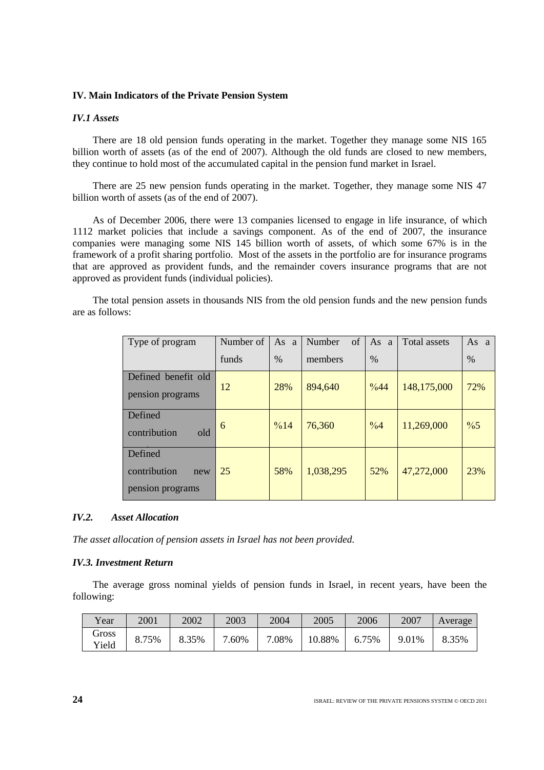## IV. Main Indicators of the Private Pension System

### *IV.1 Assets*

There are 18 old pension funds operating in the market. Together they manage some NIS 165 billion worth of assets (as of the end of 2007). Although the old funds are closed to new members, they continue to hold most of the accumulated capital in the pension fund market in Israel.

There are 25 new pension funds operating in the market. Together, they manage some NIS 47 billion worth of assets (as of the end of 2007).

As of December 2006, there were 13 companies licensed to engage in life insurance, of which 1112 market policies that include a savings component. As of the end of 2007, the insurance companies were managing some NIS 145 billion worth of assets, of which some 67% is in the framework of a profit sharing portfolio. Most of the assets in the portfolio are for insurance programs that are approved as provident funds, and the remainder covers insurance programs that are not approved as provident funds (individual policies).

The total pension assets in thousands NIS from the old pension funds and the new pension funds are as follows:

| Type of program | Number of funds | As a % | Number of members | As a % | Total assets | As a % |
|---|---|---|---|---|---|---|
| Defined benefit old pension programs | 12 | 28% | 894,640 | %44 | 148,175,000 | 72% |
| Defined contribution old | 6 | %14 | 76,360 | %4 | 11,269,000 | %5 |
| Defined contribution new pension programs | 25 | 58% | 1,038,295 | 52% | 47,272,000 | 23% |

### *IV.2. Asset Allocation*

*The asset allocation of pension assets in Israel has not been provided.*

### *IV.3. Investment Return*

The average gross nominal yields of pension funds in Israel, in recent years, have been the following:

| Year | 2001 | 2002 | 2003 | 2004 | 2005 | 2006 | 2007 | Average |
|---|---|---|---|---|---|---|---|---|
| Gross Yield | 8.75% | 8.35% | 7.60% | 7.08% | 10.88% | 6.75% | 9.01% | 8.35% |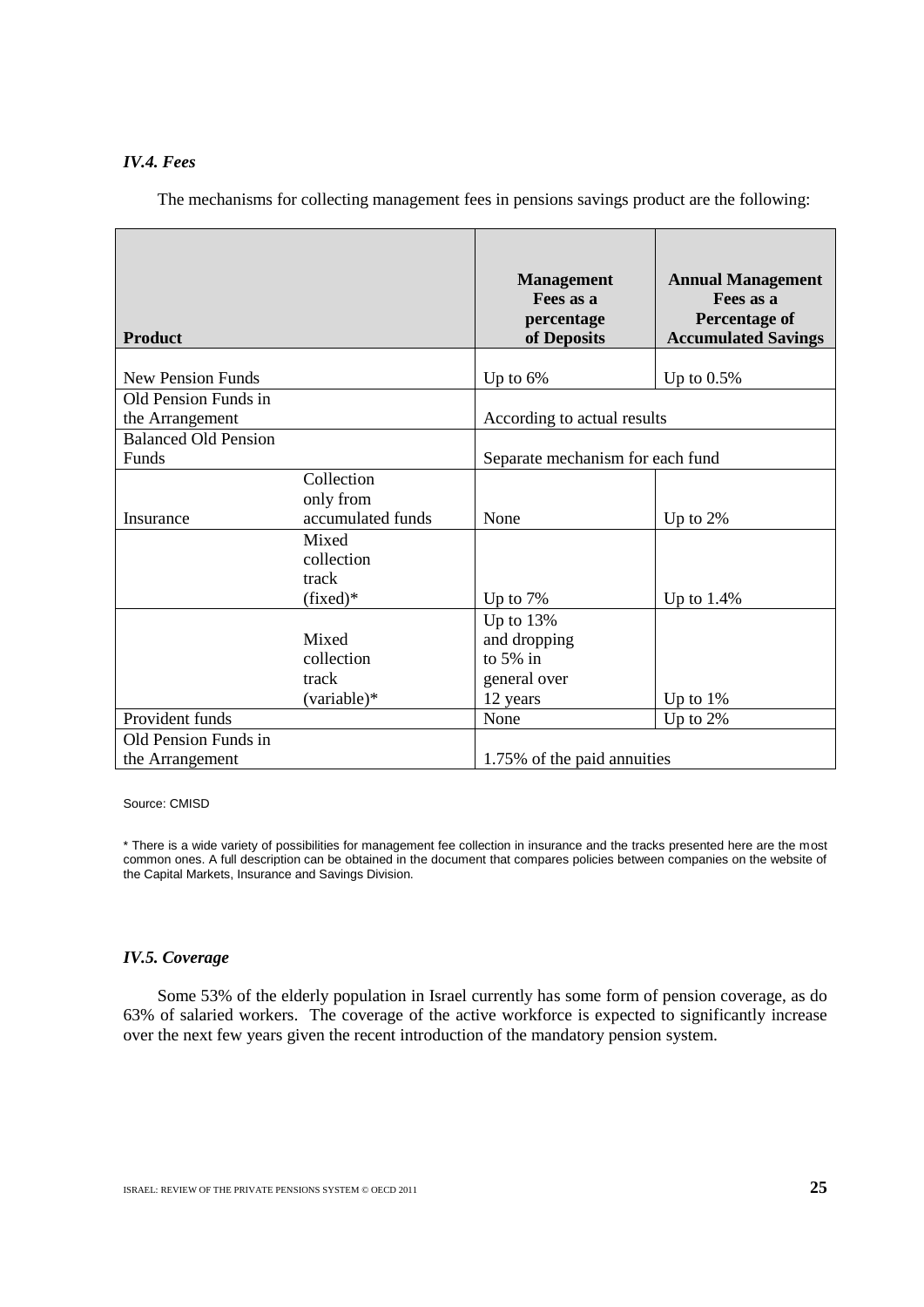### *IV.4. Fees*

The mechanisms for collecting management fees in pensions savings product are the following:

| Product | | Management Fees as a percentage of Deposits | Annual Management Fees as a Percentage of Accumulated Savings |
|---|---|---|---|
| New Pension Funds | | Up to 6% | Up to 0.5% |
| Old Pension Funds in the Arrangement | | According to actual results | |
| Balanced Old Pension Funds | | Separate mechanism for each fund | |
| Insurance | Collection only from accumulated funds | None | Up to 2% |
| | Mixed collection track (fixed)* | Up to 7% | Up to 1.4% |
| | Mixed collection track (variable)* | Up to 13% and dropping to 5% in general over 12 years | Up to 1% |
| Provident funds | | None | Up to 2% |
| Old Pension Funds in the Arrangement | | 1.75% of the paid annuities | |

Source: CMISD

* There is a wide variety of possibilities for management fee collection in insurance and the tracks presented here are the most common ones. A full description can be obtained in the document that compares policies between companies on the website of the Capital Markets, Insurance and Savings Division.

### *IV.5. Coverage*

Some 53% of the elderly population in Israel currently has some form of pension coverage, as do 63% of salaried workers. The coverage of the active workforce is expected to significantly increase over the next few years given the recent introduction of the mandatory pension system.